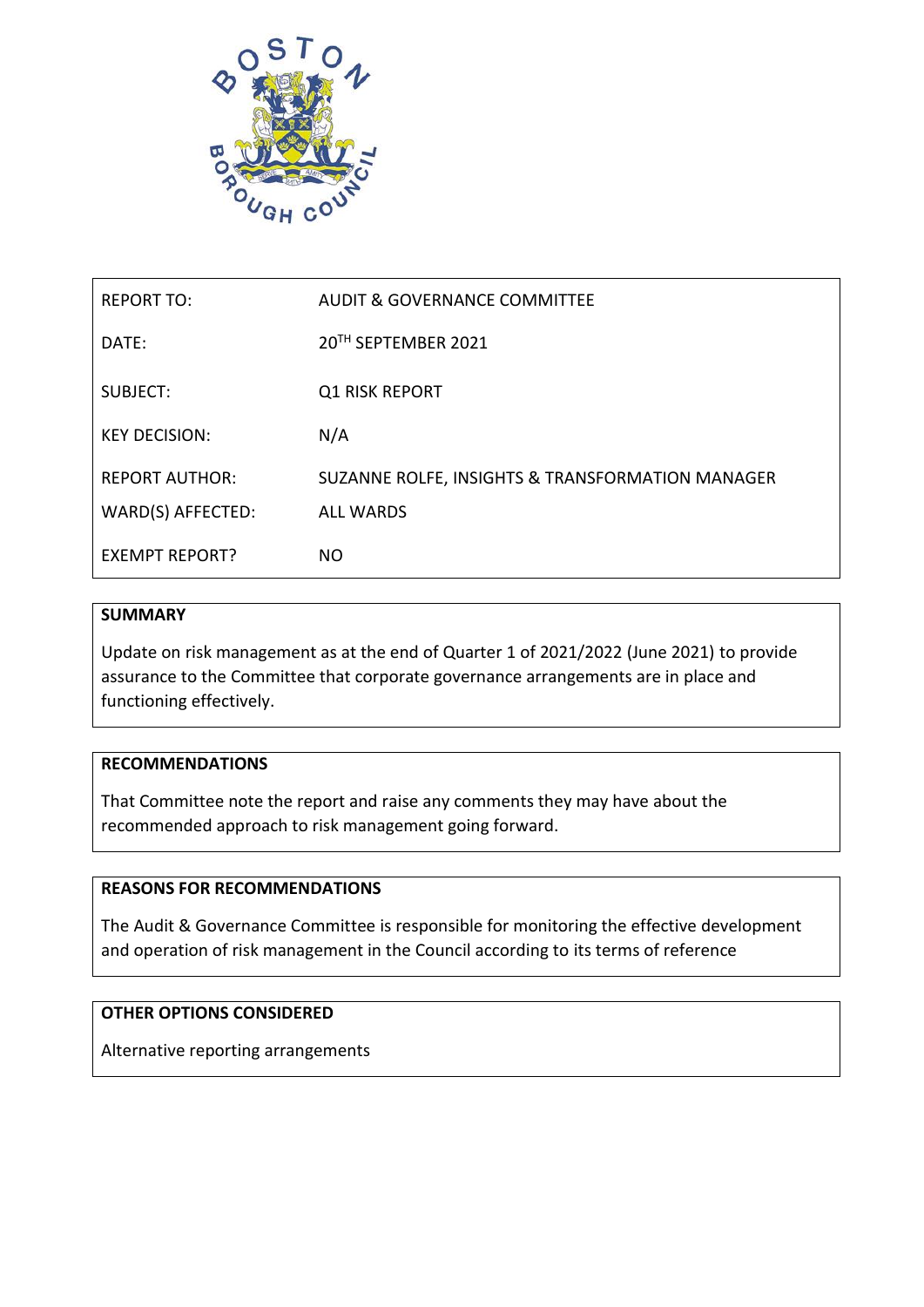| REPORT TO: | AUDIT & GOVERNANCE COMMITTEE |
|---|---|
| DATE: | 20TH SEPTEMBER 2021 |
| SUBJECT: | Q1 RISK REPORT |
| KEY DECISION: | N/A |
| REPORT AUTHOR: | SUZANNE ROLFE, INSIGHTS & TRANSFORMATION MANAGER |
| WARD(S) AFFECTED: | ALL WARDS |
| EXEMPT REPORT? | NO |

**SUMMARY**

Update on risk management as at the end of Quarter 1 of 2021/2022 (June 2021) to provide assurance to the Committee that corporate governance arrangements are in place and functioning effectively.

**RECOMMENDATIONS**

That Committee note the report and raise any comments they may have about the recommended approach to risk management going forward.

**REASONS FOR RECOMMENDATIONS**

The Audit & Governance Committee is responsible for monitoring the effective development and operation of risk management in the Council according to its terms of reference

**OTHER OPTIONS CONSIDERED**

Alternative reporting arrangements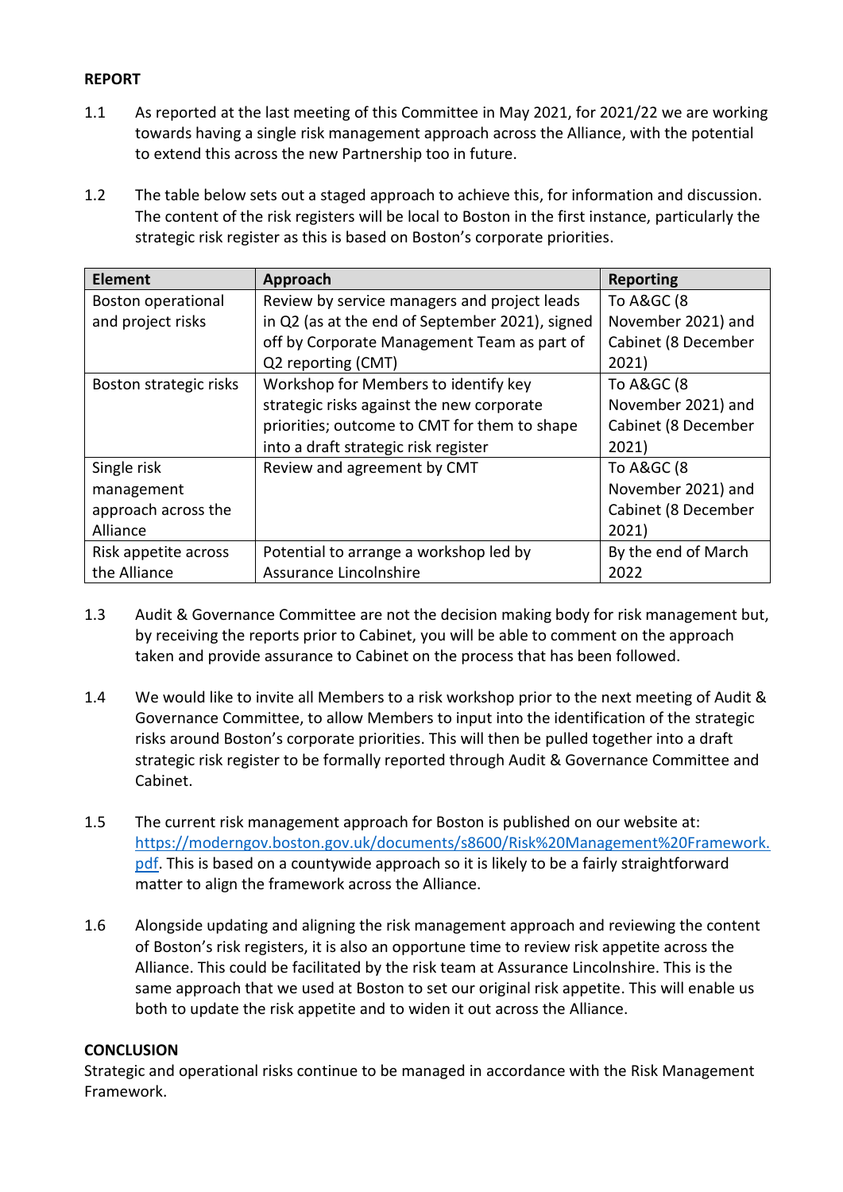**REPORT**

1.1 As reported at the last meeting of this Committee in May 2021, for 2021/22 we are working towards having a single risk management approach across the Alliance, with the potential to extend this across the new Partnership too in future.

1.2 The table below sets out a staged approach to achieve this, for information and discussion. The content of the risk registers will be local to Boston in the first instance, particularly the strategic risk register as this is based on Boston's corporate priorities.

| Element | Approach | Reporting |
|---|---|---|
| Boston operational and project risks | Review by service managers and project leads in Q2 (as at the end of September 2021), signed off by Corporate Management Team as part of Q2 reporting (CMT) | To A&GC (8 November 2021) and Cabinet (8 December 2021) |
| Boston strategic risks | Workshop for Members to identify key strategic risks against the new corporate priorities; outcome to CMT for them to shape into a draft strategic risk register | To A&GC (8 November 2021) and Cabinet (8 December 2021) |
| Single risk management approach across the Alliance | Review and agreement by CMT | To A&GC (8 November 2021) and Cabinet (8 December 2021) |
| Risk appetite across the Alliance | Potential to arrange a workshop led by Assurance Lincolnshire | By the end of March 2022 |

1.3 Audit & Governance Committee are not the decision making body for risk management but, by receiving the reports prior to Cabinet, you will be able to comment on the approach taken and provide assurance to Cabinet on the process that has been followed.

1.4 We would like to invite all Members to a risk workshop prior to the next meeting of Audit & Governance Committee, to allow Members to input into the identification of the strategic risks around Boston's corporate priorities. This will then be pulled together into a draft strategic risk register to be formally reported through Audit & Governance Committee and Cabinet.

1.5 The current risk management approach for Boston is published on our website at: [https://moderngov.boston.gov.uk/documents/s8600/Risk%20Management%20Framework.pdf](https://moderngov.boston.gov.uk/documents/s8600/Risk%20Management%20Framework.pdf). This is based on a countywide approach so it is likely to be a fairly straightforward matter to align the framework across the Alliance.

1.6 Alongside updating and aligning the risk management approach and reviewing the content of Boston's risk registers, it is also an opportune time to review risk appetite across the Alliance. This could be facilitated by the risk team at Assurance Lincolnshire. This is the same approach that we used at Boston to set our original risk appetite. This will enable us both to update the risk appetite and to widen it out across the Alliance.

**CONCLUSION**

Strategic and operational risks continue to be managed in accordance with the Risk Management Framework.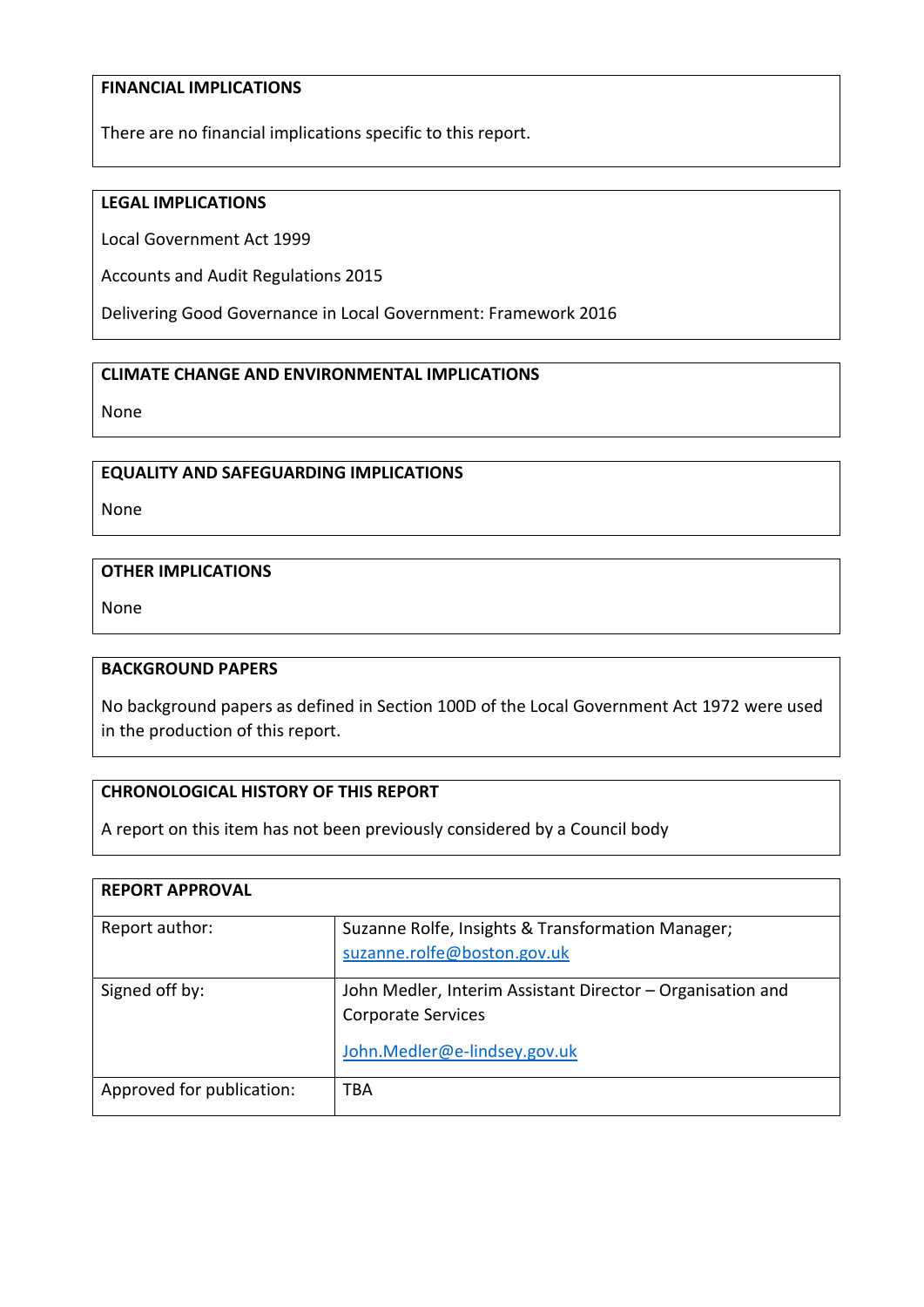**FINANCIAL IMPLICATIONS**

There are no financial implications specific to this report.

**LEGAL IMPLICATIONS**

Local Government Act 1999

Accounts and Audit Regulations 2015

Delivering Good Governance in Local Government: Framework 2016

**CLIMATE CHANGE AND ENVIRONMENTAL IMPLICATIONS**

None

**EQUALITY AND SAFEGUARDING IMPLICATIONS**

None

**OTHER IMPLICATIONS**

None

**BACKGROUND PAPERS**

No background papers as defined in Section 100D of the Local Government Act 1972 were used in the production of this report.

**CHRONOLOGICAL HISTORY OF THIS REPORT**

A report on this item has not been previously considered by a Council body

| **REPORT APPROVAL** | |
|---|---|
| Report author: | Suzanne Rolfe, Insights & Transformation Manager; suzanne.rolfe@boston.gov.uk |
| Signed off by: | John Medler, Interim Assistant Director – Organisation and Corporate Services<br><br>John.Medler@e-lindsey.gov.uk |
| Approved for publication: | TBA |